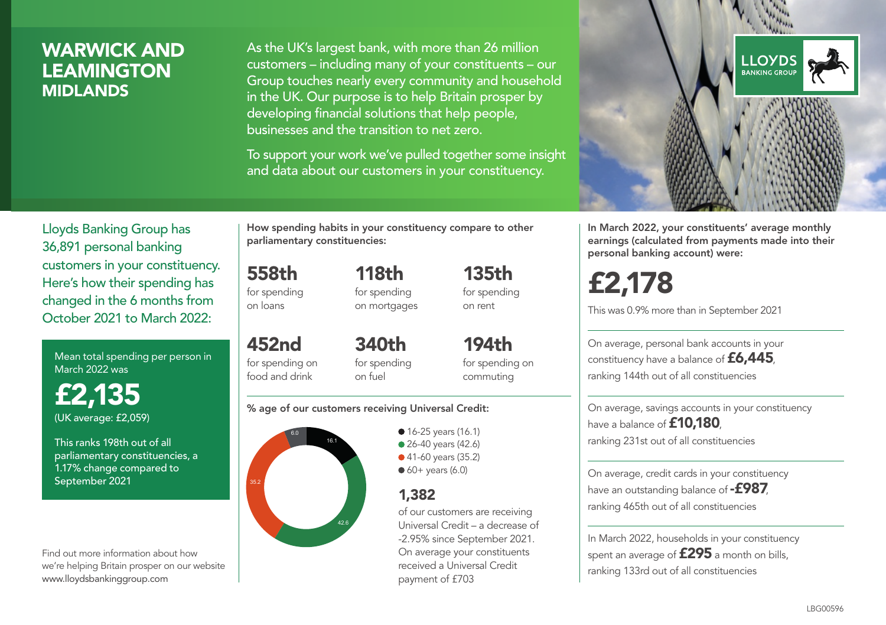# WARWICK AND LEAMINGTON
## MIDLANDS

As the UK's largest bank, with more than 26 million customers – including many of your constituents – our Group touches nearly every community and household in the UK. Our purpose is to help Britain prosper by developing financial solutions that help people, businesses and the transition to net zero.

To support your work we've pulled together some insight and data about our customers in your constituency.

LLOYDS BANKING GROUP

Lloyds Banking Group has 36,891 personal banking customers in your constituency. Here's how their spending has changed in the 6 months from October 2021 to March 2022:

Mean total spending per person in March 2022 was

**£2,135**
(UK average: £2,059)

This ranks 198th out of all parliamentary constituencies, a 1.17% change compared to September 2021

Find out more information about how we're helping Britain prosper on our website www.lloydsbankinggroup.com

**How spending habits in your constituency compare to other parliamentary constituencies:**

**558th** for spending on loans

**118th** for spending on mortgages

**135th** for spending on rent

**452nd** for spending on food and drink

**340th** for spending on fuel

**194th** for spending on commuting

**% age of our customers receiving Universal Credit:**

- 16-25 years (16.1)
- 26-40 years (42.6)
- 41-60 years (35.2)
- 60+ years (6.0)

**1,382**
of our customers are receiving Universal Credit – a decrease of -2.95% since September 2021. On average your constituents received a Universal Credit payment of £703

**In March 2022, your constituents' average monthly earnings (calculated from payments made into their personal banking account) were:**

**£2,178**
This was 0.9% more than in September 2021

On average, personal bank accounts in your constituency have a balance of **£6,445**, ranking 144th out of all constituencies

On average, savings accounts in your constituency have a balance of **£10,180**, ranking 231st out of all constituencies

On average, credit cards in your constituency have an outstanding balance of **-£987**, ranking 465th out of all constituencies

In March 2022, households in your constituency spent an average of **£295** a month on bills, ranking 133rd out of all constituencies

LBG00596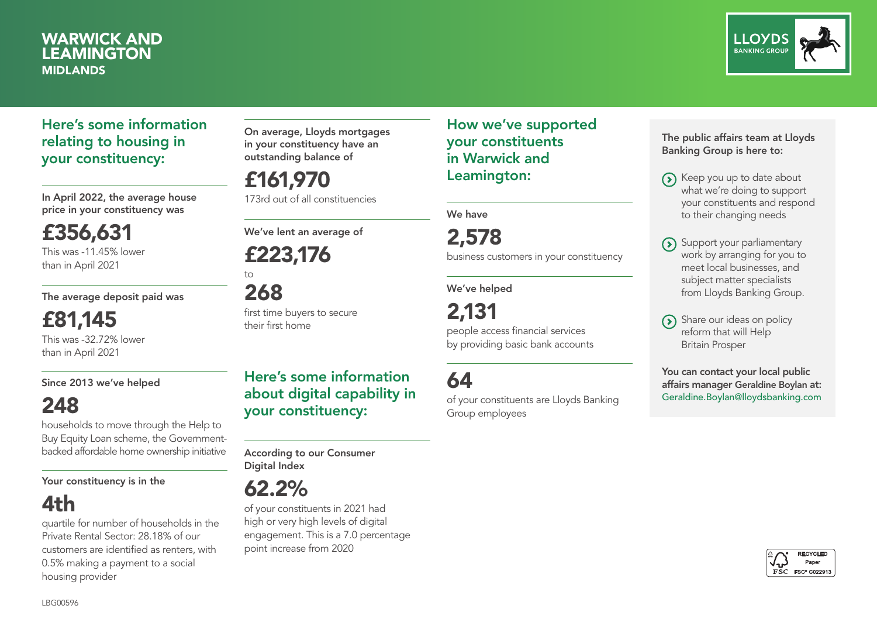# WARWICK AND LEAMINGTON

**MIDLANDS**

LLOYDS BANKING GROUP

## Here's some information relating to housing in your constituency:

**In April 2022, the average house price in your constituency was**

# £356,631

This was -11.45% lower than in April 2021

**The average deposit paid was**

# £81,145

This was -32.72% lower than in April 2021

**Since 2013 we've helped**

# 248

households to move through the Help to Buy Equity Loan scheme, the Government-backed affordable home ownership initiative

**Your constituency is in the**

# 4th

quartile for number of households in the Private Rental Sector: 28.18% of our customers are identified as renters, with 0.5% making a payment to a social housing provider

**On average, Lloyds mortgages in your constituency have an outstanding balance of**

# £161,970

173rd out of all constituencies

**We've lent an average of**

# £223,176

to

# 268

first time buyers to secure their first home

## Here's some information about digital capability in your constituency:

**According to our Consumer Digital Index**

# 62.2%

of your constituents in 2021 had high or very high levels of digital engagement. This is a 7.0 percentage point increase from 2020

## How we've supported your constituents in Warwick and Leamington:

**We have**

# 2,578

business customers in your constituency

**We've helped**

# 2,131

people access financial services by providing basic bank accounts

# 64

of your constituents are Lloyds Banking Group employees

**The public affairs team at Lloyds Banking Group is here to:**

- Keep you up to date about what we're doing to support your constituents and respond to their changing needs
- Support your parliamentary work by arranging for you to meet local businesses, and subject matter specialists from Lloyds Banking Group.
- Share our ideas on policy reform that will Help Britain Prosper

**You can contact your local public affairs manager Geraldine Boylan at:**
Geraldine.Boylan@lloydsbanking.com

RECYCLED Paper FSC FSC® C022913

LBG00596